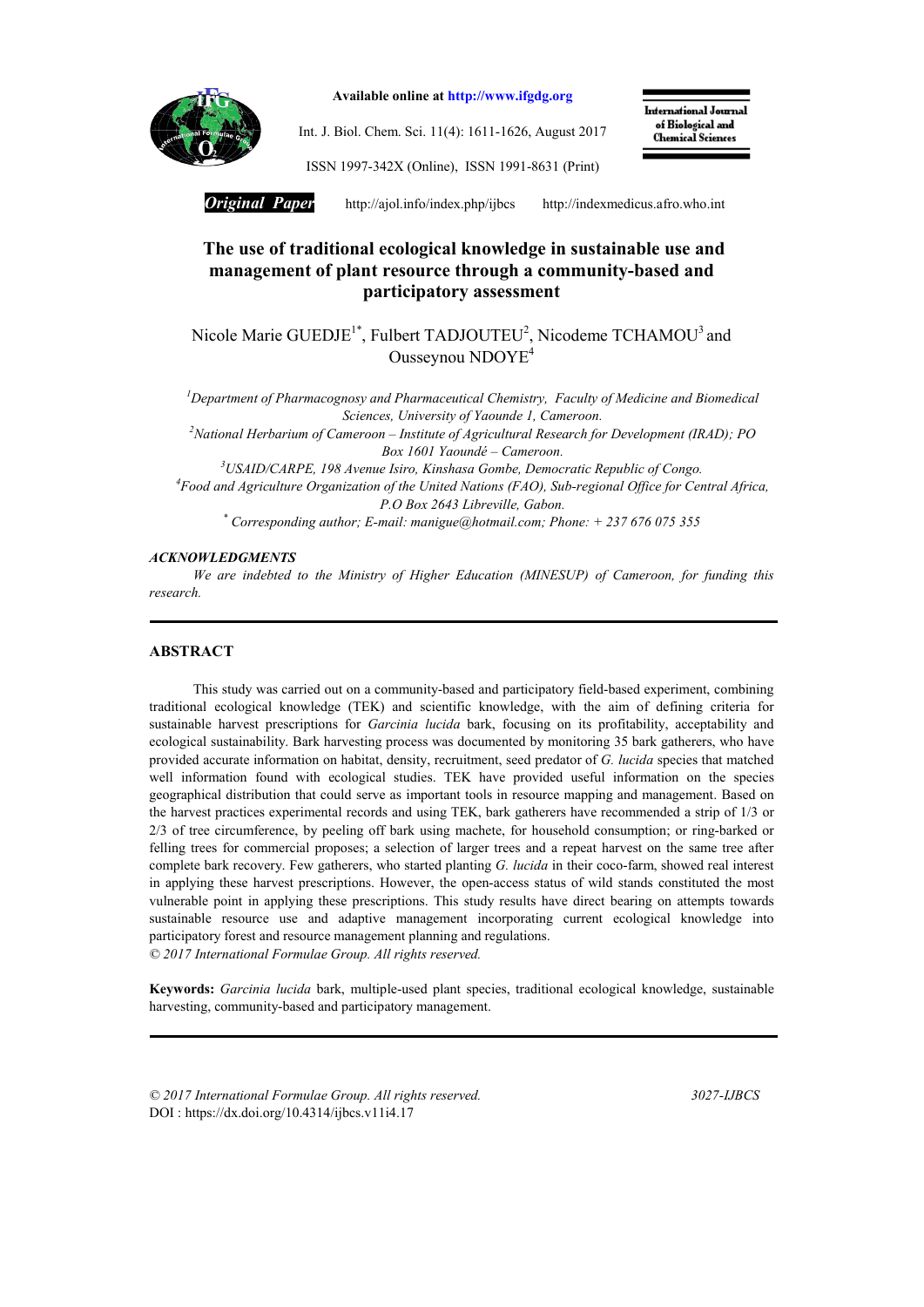Available online at http://www.ifgdg.org

Int. J. Biol. Chem. Sci. 11(4): 1611-1626, August 2017

ISSN 1997-342X (Online), ISSN 1991-8631 (Print)

International Journal of Biological and Chemical Sciences

***Original Paper*** http://ajol.info/index.php/ijbcs http://indexmedicus.afro.who.int

# The use of traditional ecological knowledge in sustainable use and management of plant resource through a community-based and participatory assessment

Nicole Marie GUEDJE[1*], Fulbert TADJOUTEU[2], Nicodeme TCHAMOU[3] and Ousseynou NDOYE[4]

[1]*Department of Pharmacognosy and Pharmaceutical Chemistry, Faculty of Medicine and Biomedical Sciences, University of Yaounde 1, Cameroon.*

[2]*National Herbarium of Cameroon – Institute of Agricultural Research for Development (IRAD); PO Box 1601 Yaoundé – Cameroon.*

[3]*USAID/CARPE, 198 Avenue Isiro, Kinshasa Gombe, Democratic Republic of Congo.*

[4]*Food and Agriculture Organization of the United Nations (FAO), Sub-regional Office for Central Africa, P.O Box 2643 Libreville, Gabon.*

[*] *Corresponding author; E-mail: manigue@hotmail.com; Phone: + 237 676 075 355*

***ACKNOWLEDGMENTS***

*We are indebted to the Ministry of Higher Education (MINESUP) of Cameroon, for funding this research.*

## ABSTRACT

This study was carried out on a community-based and participatory field-based experiment, combining traditional ecological knowledge (TEK) and scientific knowledge, with the aim of defining criteria for sustainable harvest prescriptions for *Garcinia lucida* bark, focusing on its profitability, acceptability and ecological sustainability. Bark harvesting process was documented by monitoring 35 bark gatherers, who have provided accurate information on habitat, density, recruitment, seed predator of *G. lucida* species that matched well information found with ecological studies. TEK have provided useful information on the species geographical distribution that could serve as important tools in resource mapping and management. Based on the harvest practices experimental records and using TEK, bark gatherers have recommended a strip of 1/3 or 2/3 of tree circumference, by peeling off bark using machete, for household consumption; or ring-barked or felling trees for commercial proposes; a selection of larger trees and a repeat harvest on the same tree after complete bark recovery. Few gatherers, who started planting *G. lucida* in their coco-farm, showed real interest in applying these harvest prescriptions. However, the open-access status of wild stands constituted the most vulnerable point in applying these prescriptions. This study results have direct bearing on attempts towards sustainable resource use and adaptive management incorporating current ecological knowledge into participatory forest and resource management planning and regulations.

*© 2017 International Formulae Group. All rights reserved.*

**Keywords:** *Garcinia lucida* bark, multiple-used plant species, traditional ecological knowledge, sustainable harvesting, community-based and participatory management.

*© 2017 International Formulae Group. All rights reserved.* *3027-IJBCS*

DOI : https://dx.doi.org/10.4314/ijbcs.v11i4.17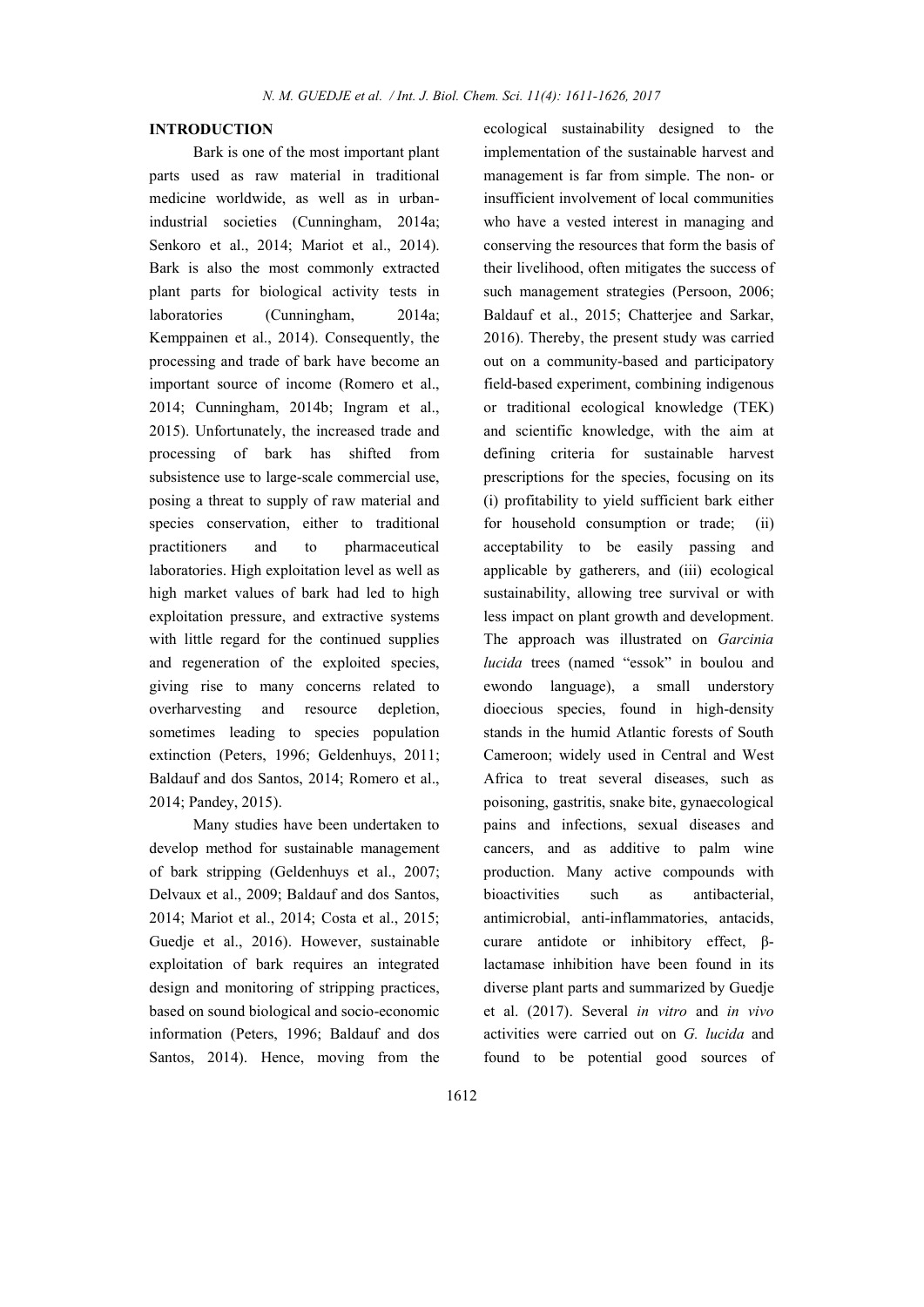## INTRODUCTION

Bark is one of the most important plant parts used as raw material in traditional medicine worldwide, as well as in urban-industrial societies (Cunningham, 2014a; Senkoro et al., 2014; Mariot et al., 2014). Bark is also the most commonly extracted plant parts for biological activity tests in laboratories (Cunningham, 2014a; Kemppainen et al., 2014). Consequently, the processing and trade of bark have become an important source of income (Romero et al., 2014; Cunningham, 2014b; Ingram et al., 2015). Unfortunately, the increased trade and processing of bark has shifted from subsistence use to large-scale commercial use, posing a threat to supply of raw material and species conservation, either to traditional practitioners and to pharmaceutical laboratories. High exploitation level as well as high market values of bark had led to high exploitation pressure, and extractive systems with little regard for the continued supplies and regeneration of the exploited species, giving rise to many concerns related to overharvesting and resource depletion, sometimes leading to species population extinction (Peters, 1996; Geldenhuys, 2011; Baldauf and dos Santos, 2014; Romero et al., 2014; Pandey, 2015).

Many studies have been undertaken to develop method for sustainable management of bark stripping (Geldenhuys et al., 2007; Delvaux et al., 2009; Baldauf and dos Santos, 2014; Mariot et al., 2014; Costa et al., 2015; Guedje et al., 2016). However, sustainable exploitation of bark requires an integrated design and monitoring of stripping practices, based on sound biological and socio-economic information (Peters, 1996; Baldauf and dos Santos, 2014). Hence, moving from the ecological sustainability designed to the implementation of the sustainable harvest and management is far from simple. The non- or insufficient involvement of local communities who have a vested interest in managing and conserving the resources that form the basis of their livelihood, often mitigates the success of such management strategies (Persoon, 2006; Baldauf et al., 2015; Chatterjee and Sarkar, 2016). Thereby, the present study was carried out on a community-based and participatory field-based experiment, combining indigenous or traditional ecological knowledge (TEK) and scientific knowledge, with the aim at defining criteria for sustainable harvest prescriptions for the species, focusing on its (i) profitability to yield sufficient bark either for household consumption or trade; (ii) acceptability to be easily passing and applicable by gatherers, and (iii) ecological sustainability, allowing tree survival or with less impact on plant growth and development. The approach was illustrated on *Garcinia lucida* trees (named "essok" in boulou and ewondo language), a small understory dioecious species, found in high-density stands in the humid Atlantic forests of South Cameroon; widely used in Central and West Africa to treat several diseases, such as poisoning, gastritis, snake bite, gynaecological pains and infections, sexual diseases and cancers, and as additive to palm wine production. Many active compounds with bioactivities such as antibacterial, antimicrobial, anti-inflammatories, antacids, curare antidote or inhibitory effect, β-lactamase inhibition have been found in its diverse plant parts and summarized by Guedje et al. (2017). Several *in vitro* and *in vivo* activities were carried out on *G. lucida* and found to be potential good sources of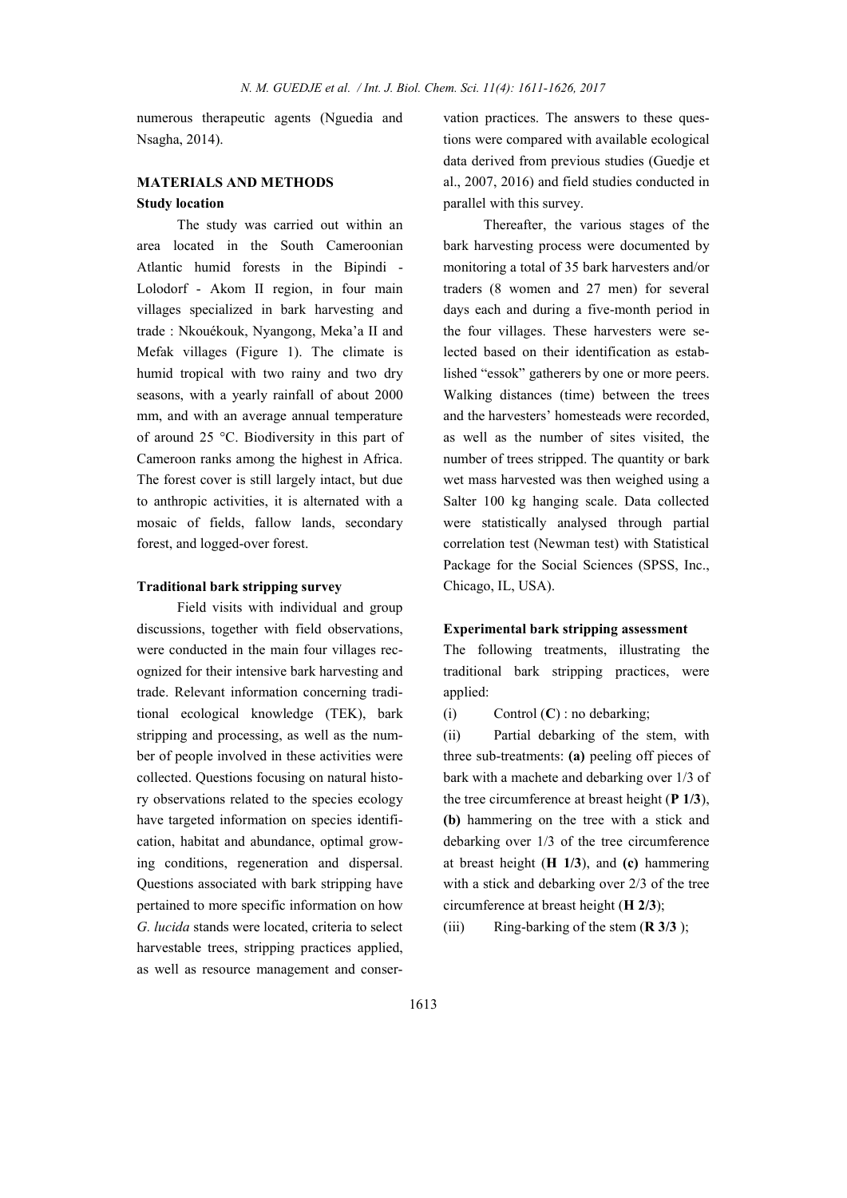numerous therapeutic agents (Nguedia and Nsagha, 2014).

## MATERIALS AND METHODS

### Study location

The study was carried out within an area located in the South Cameroonian Atlantic humid forests in the Bipindi - Lolodorf - Akom II region, in four main villages specialized in bark harvesting and trade : Nkouékouk, Nyangong, Meka'a II and Mefak villages (Figure 1). The climate is humid tropical with two rainy and two dry seasons, with a yearly rainfall of about 2000 mm, and with an average annual temperature of around 25 °C. Biodiversity in this part of Cameroon ranks among the highest in Africa. The forest cover is still largely intact, but due to anthropic activities, it is alternated with a mosaic of fields, fallow lands, secondary forest, and logged-over forest.

### Traditional bark stripping survey

Field visits with individual and group discussions, together with field observations, were conducted in the main four villages recognized for their intensive bark harvesting and trade. Relevant information concerning traditional ecological knowledge (TEK), bark stripping and processing, as well as the number of people involved in these activities were collected. Questions focusing on natural history observations related to the species ecology have targeted information on species identification, habitat and abundance, optimal growing conditions, regeneration and dispersal. Questions associated with bark stripping have pertained to more specific information on how *G. lucida* stands were located, criteria to select harvestable trees, stripping practices applied, as well as resource management and conservation practices. The answers to these questions were compared with available ecological data derived from previous studies (Guedje et al., 2007, 2016) and field studies conducted in parallel with this survey.

Thereafter, the various stages of the bark harvesting process were documented by monitoring a total of 35 bark harvesters and/or traders (8 women and 27 men) for several days each and during a five-month period in the four villages. These harvesters were selected based on their identification as established "essok" gatherers by one or more peers. Walking distances (time) between the trees and the harvesters' homesteads were recorded, as well as the number of sites visited, the number of trees stripped. The quantity or bark wet mass harvested was then weighed using a Salter 100 kg hanging scale. Data collected were statistically analysed through partial correlation test (Newman test) with Statistical Package for the Social Sciences (SPSS, Inc., Chicago, IL, USA).

### Experimental bark stripping assessment

The following treatments, illustrating the traditional bark stripping practices, were applied:

(i) Control (**C**) : no debarking;

(ii) Partial debarking of the stem, with three sub-treatments: **(a)** peeling off pieces of bark with a machete and debarking over 1/3 of the tree circumference at breast height (**P 1/3**), **(b)** hammering on the tree with a stick and debarking over 1/3 of the tree circumference at breast height (**H 1/3**), and **(c)** hammering with a stick and debarking over 2/3 of the tree circumference at breast height (**H 2/3**);

(iii) Ring-barking of the stem (**R 3/3** );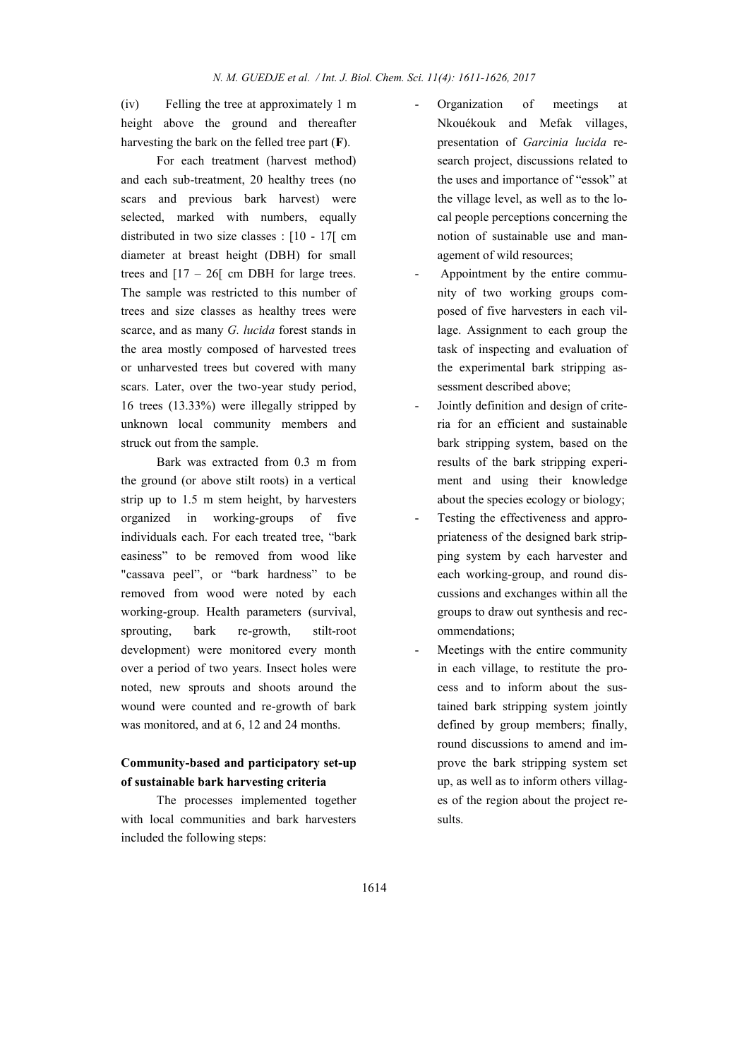(iv) Felling the tree at approximately 1 m height above the ground and thereafter harvesting the bark on the felled tree part (**F**).

For each treatment (harvest method) and each sub-treatment, 20 healthy trees (no scars and previous bark harvest) were selected, marked with numbers, equally distributed in two size classes : [10 - 17[ cm diameter at breast height (DBH) for small trees and [17 – 26[ cm DBH for large trees. The sample was restricted to this number of trees and size classes as healthy trees were scarce, and as many *G. lucida* forest stands in the area mostly composed of harvested trees or unharvested trees but covered with many scars. Later, over the two-year study period, 16 trees (13.33%) were illegally stripped by unknown local community members and struck out from the sample.

Bark was extracted from 0.3 m from the ground (or above stilt roots) in a vertical strip up to 1.5 m stem height, by harvesters organized in working-groups of five individuals each. For each treated tree, "bark easiness" to be removed from wood like "cassava peel", or "bark hardness" to be removed from wood were noted by each working-group. Health parameters (survival, sprouting, bark re-growth, stilt-root development) were monitored every month over a period of two years. Insect holes were noted, new sprouts and shoots around the wound were counted and re-growth of bark was monitored, and at 6, 12 and 24 months.

## Community-based and participatory set-up of sustainable bark harvesting criteria

The processes implemented together with local communities and bark harvesters included the following steps:

- Organization of meetings at Nkouékouk and Mefak villages, presentation of *Garcinia lucida* research project, discussions related to the uses and importance of "essok" at the village level, as well as to the local people perceptions concerning the notion of sustainable use and management of wild resources;
- Appointment by the entire community of two working groups composed of five harvesters in each village. Assignment to each group the task of inspecting and evaluation of the experimental bark stripping assessment described above;
- Jointly definition and design of criteria for an efficient and sustainable bark stripping system, based on the results of the bark stripping experiment and using their knowledge about the species ecology or biology;
- Testing the effectiveness and appropriateness of the designed bark stripping system by each harvester and each working-group, and round discussions and exchanges within all the groups to draw out synthesis and recommendations;
- Meetings with the entire community in each village, to restitute the process and to inform about the sustained bark stripping system jointly defined by group members; finally, round discussions to amend and improve the bark stripping system set up, as well as to inform others villages of the region about the project results.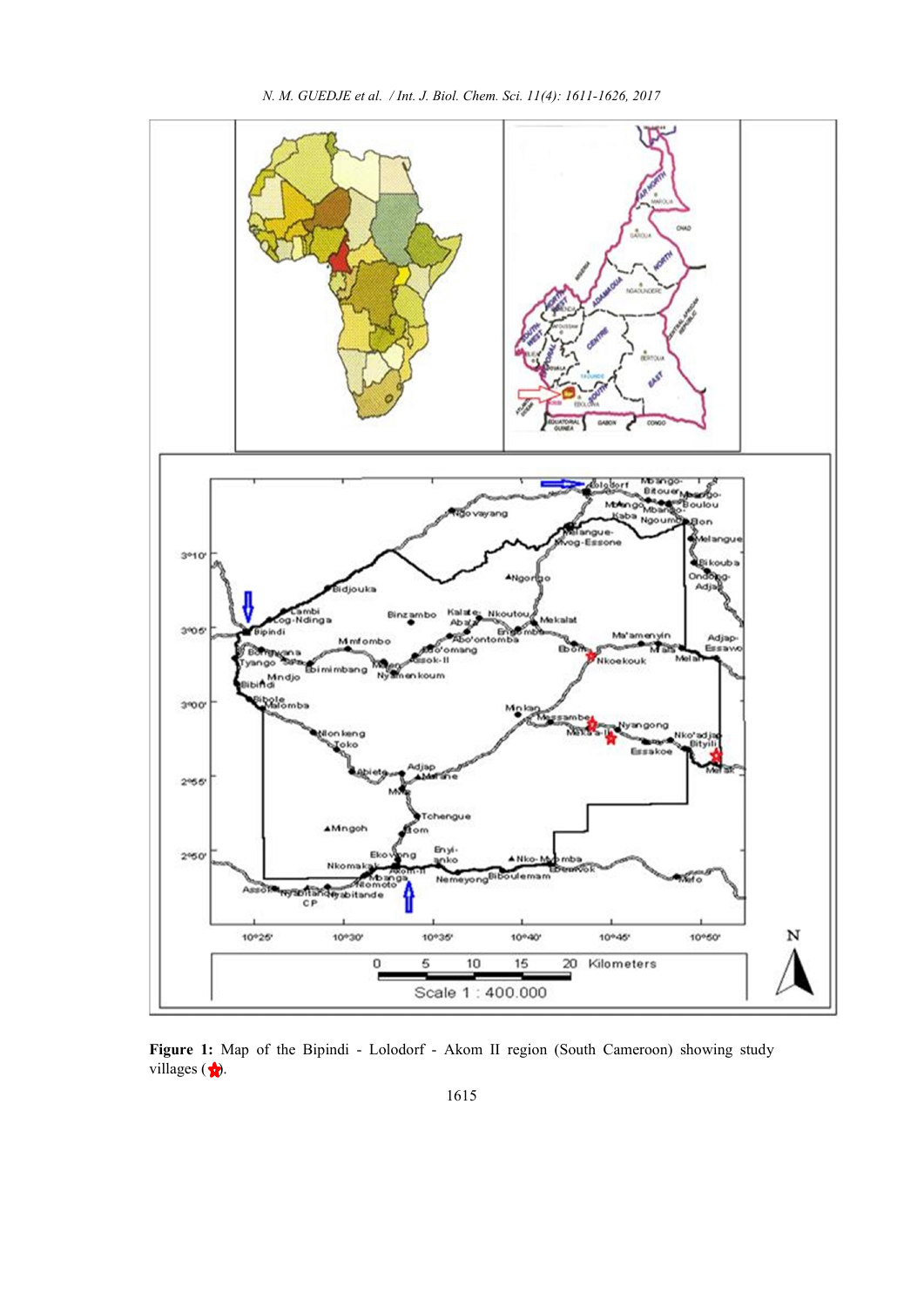**Figure 1:** Map of the Bipindi - Lolodorf - Akom II region (South Cameroon) showing study villages (★).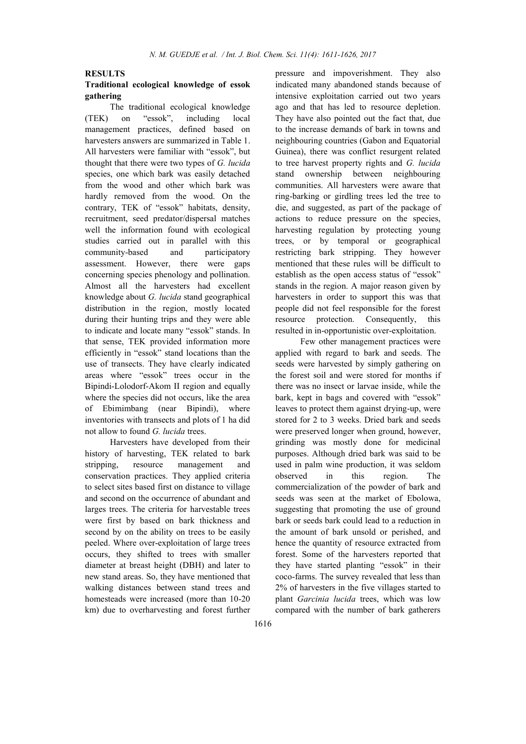## RESULTS

### Traditional ecological knowledge of essok gathering

The traditional ecological knowledge (TEK) on "essok", including local management practices, defined based on harvesters answers are summarized in Table 1. All harvesters were familiar with "essok", but thought that there were two types of *G. lucida* species, one which bark was easily detached from the wood and other which bark was hardly removed from the wood. On the contrary, TEK of "essok" habitats, density, recruitment, seed predator/dispersal matches well the information found with ecological studies carried out in parallel with this community-based and participatory assessment. However, there were gaps concerning species phenology and pollination. Almost all the harvesters had excellent knowledge about *G. lucida* stand geographical distribution in the region, mostly located during their hunting trips and they were able to indicate and locate many "essok" stands. In that sense, TEK provided information more efficiently in "essok" stand locations than the use of transects. They have clearly indicated areas where "essok" trees occur in the Bipindi-Lolodorf-Akom II region and equally where the species did not occurs, like the area of Ebimimbang (near Bipindi), where inventories with transects and plots of 1 ha did not allow to found *G. lucida* trees.

Harvesters have developed from their history of harvesting, TEK related to bark stripping, resource management and conservation practices. They applied criteria to select sites based first on distance to village and second on the occurrence of abundant and larges trees. The criteria for harvestable trees were first by based on bark thickness and second by on the ability on trees to be easily peeled. Where over-exploitation of large trees occurs, they shifted to trees with smaller diameter at breast height (DBH) and later to new stand areas. So, they have mentioned that walking distances between stand trees and homesteads were increased (more than 10-20 km) due to overharvesting and forest further pressure and impoverishment. They also indicated many abandoned stands because of intensive exploitation carried out two years ago and that has led to resource depletion. They have also pointed out the fact that, due to the increase demands of bark in towns and neighbouring countries (Gabon and Equatorial Guinea), there was conflict resurgent related to tree harvest property rights and *G. lucida* stand ownership between neighbouring communities. All harvesters were aware that ring-barking or girdling trees led the tree to die, and suggested, as part of the package of actions to reduce pressure on the species, harvesting regulation by protecting young trees, or by temporal or geographical restricting bark stripping. They however mentioned that these rules will be difficult to establish as the open access status of "essok" stands in the region. A major reason given by harvesters in order to support this was that people did not feel responsible for the forest resource protection. Consequently, this resulted in in-opportunistic over-exploitation.

Few other management practices were applied with regard to bark and seeds. The seeds were harvested by simply gathering on the forest soil and were stored for months if there was no insect or larvae inside, while the bark, kept in bags and covered with "essok" leaves to protect them against drying-up, were stored for 2 to 3 weeks. Dried bark and seeds were preserved longer when ground, however, grinding was mostly done for medicinal purposes. Although dried bark was said to be used in palm wine production, it was seldom observed in this region. The commercialization of the powder of bark and seeds was seen at the market of Ebolowa, suggesting that promoting the use of ground bark or seeds bark could lead to a reduction in the amount of bark unsold or perished, and hence the quantity of resource extracted from forest. Some of the harvesters reported that they have started planting "essok" in their coco-farms. The survey revealed that less than 2% of harvesters in the five villages started to plant *Garcinia lucida* trees, which was low compared with the number of bark gatherers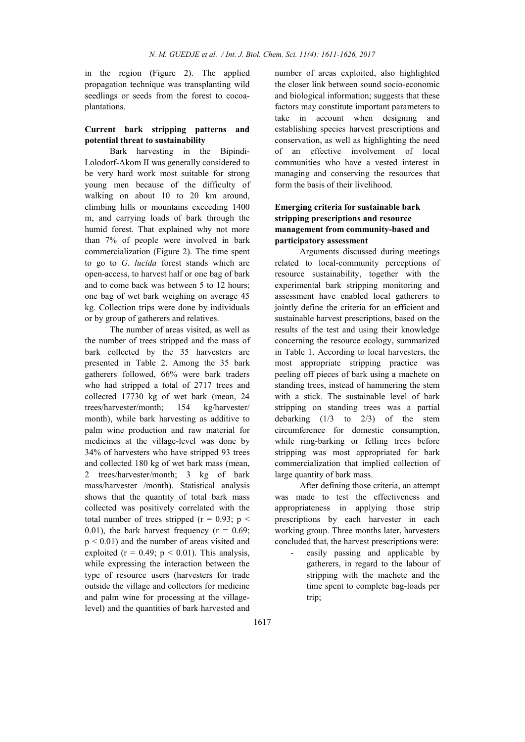in the region (Figure 2). The applied propagation technique was transplanting wild seedlings or seeds from the forest to cocoa-plantations.

### Current bark stripping patterns and potential threat to sustainability

Bark harvesting in the Bipindi-Lolodorf-Akom II was generally considered to be very hard work most suitable for strong young men because of the difficulty of walking on about 10 to 20 km around, climbing hills or mountains exceeding 1400 m, and carrying loads of bark through the humid forest. That explained why not more than 7% of people were involved in bark commercialization (Figure 2). The time spent to go to *G. lucida* forest stands which are open-access, to harvest half or one bag of bark and to come back was between 5 to 12 hours; one bag of wet bark weighing on average 45 kg. Collection trips were done by individuals or by group of gatherers and relatives.

The number of areas visited, as well as the number of trees stripped and the mass of bark collected by the 35 harvesters are presented in Table 2. Among the 35 bark gatherers followed, 66% were bark traders who had stripped a total of 2717 trees and collected 17730 kg of wet bark (mean, 24 trees/harvester/month; 154 kg/harvester/ month), while bark harvesting as additive to palm wine production and raw material for medicines at the village-level was done by 34% of harvesters who have stripped 93 trees and collected 180 kg of wet bark mass (mean, 2 trees/harvester/month; 3 kg of bark mass/harvester /month). Statistical analysis shows that the quantity of total bark mass collected was positively correlated with the total number of trees stripped ($r = 0.93$; $p < 0.01$), the bark harvest frequency ($r = 0.69$; $p < 0.01$) and the number of areas visited and exploited ($r = 0.49$; $p < 0.01$). This analysis, while expressing the interaction between the type of resource users (harvesters for trade outside the village and collectors for medicine and palm wine for processing at the village-level) and the quantities of bark harvested and number of areas exploited, also highlighted the closer link between sound socio-economic and biological information; suggests that these factors may constitute important parameters to take in account when designing and establishing species harvest prescriptions and conservation, as well as highlighting the need of an effective involvement of local communities who have a vested interest in managing and conserving the resources that form the basis of their livelihood.

### Emerging criteria for sustainable bark stripping prescriptions and resource management from community-based and participatory assessment

Arguments discussed during meetings related to local-community perceptions of resource sustainability, together with the experimental bark stripping monitoring and assessment have enabled local gatherers to jointly define the criteria for an efficient and sustainable harvest prescriptions, based on the results of the test and using their knowledge concerning the resource ecology, summarized in Table 1. According to local harvesters, the most appropriate stripping practice was peeling off pieces of bark using a machete on standing trees, instead of hammering the stem with a stick. The sustainable level of bark stripping on standing trees was a partial debarking (1/3 to 2/3) of the stem circumference for domestic consumption, while ring-barking or felling trees before stripping was most appropriated for bark commercialization that implied collection of large quantity of bark mass.

After defining those criteria, an attempt was made to test the effectiveness and appropriateness in applying those strip prescriptions by each harvester in each working group. Three months later, harvesters concluded that, the harvest prescriptions were:

- easily passing and applicable by gatherers, in regard to the labour of stripping with the machete and the time spent to complete bag-loads per trip;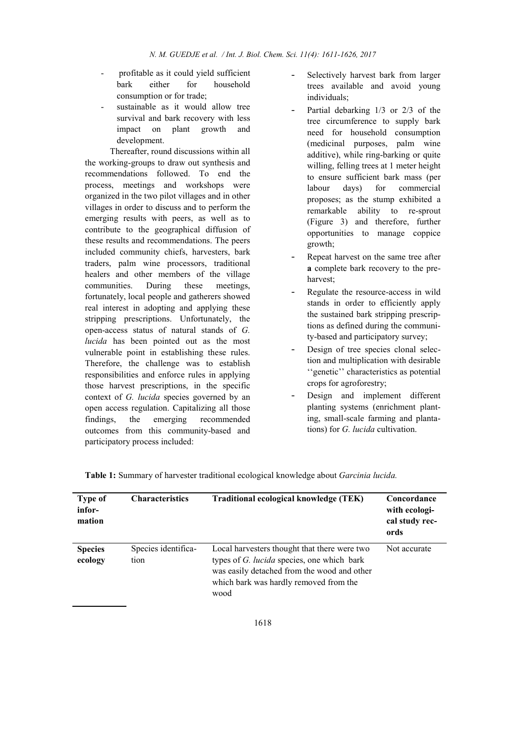- profitable as it could yield sufficient bark either for household consumption or for trade;
- sustainable as it would allow tree survival and bark recovery with less impact on plant growth and development.

Thereafter, round discussions within all the working-groups to draw out synthesis and recommendations followed. To end the process, meetings and workshops were organized in the two pilot villages and in other villages in order to discuss and to perform the emerging results with peers, as well as to contribute to the geographical diffusion of these results and recommendations. The peers included community chiefs, harvesters, bark traders, palm wine processors, traditional healers and other members of the village communities. During these meetings, fortunately, local people and gatherers showed real interest in adopting and applying these stripping prescriptions. Unfortunately, the open-access status of natural stands of *G. lucida* has been pointed out as the most vulnerable point in establishing these rules. Therefore, the challenge was to establish responsibilities and enforce rules in applying those harvest prescriptions, in the specific context of *G. lucida* species governed by an open access regulation. Capitalizing all those findings, the emerging recommended outcomes from this community-based and participatory process included:

- Selectively harvest bark from larger trees available and avoid young individuals;
- Partial debarking 1/3 or 2/3 of the tree circumference to supply bark need for household consumption (medicinal purposes, palm wine additive), while ring-barking or quite willing, felling trees at 1 meter height to ensure sufficient bark mass (per labour days) for commercial proposes; as the stump exhibited a remarkable ability to re-sprout (Figure 3) and therefore, further opportunities to manage coppice growth;
- Repeat harvest on the same tree after **a** complete bark recovery to the pre-harvest;
- Regulate the resource-access in wild stands in order to efficiently apply the sustained bark stripping prescriptions as defined during the community-based and participatory survey;
- Design of tree species clonal selection and multiplication with desirable ''genetic'' characteristics as potential crops for agroforestry;
- Design and implement different planting systems (enrichment planting, small-scale farming and plantations) for *G. lucida* cultivation.

**Table 1:** Summary of harvester traditional ecological knowledge about *Garcinia lucida.*

| Type of information | Characteristics | Traditional ecological knowledge (TEK) | Concordance with ecological study records |
|---|---|---|---|
| **Species ecology** | Species identification | Local harvesters thought that there were two types of *G. lucida* species, one which bark was easily detached from the wood and other which bark was hardly removed from the wood | Not accurate |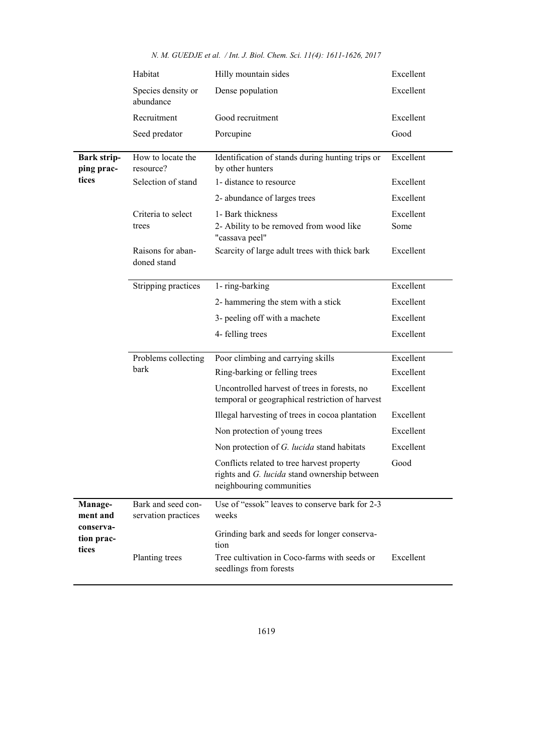| | | | |
|---|---|---|---|
| | Habitat | Hilly mountain sides | Excellent |
| | Species density or abundance | Dense population | Excellent |
| | Recruitment | Good recruitment | Excellent |
| | Seed predator | Porcupine | Good |
| **Bark stripping practices** | How to locate the resource? | Identification of stands during hunting trips or by other hunters | Excellent |
| | Selection of stand | 1- distance to resource | Excellent |
| | | 2- abundance of larges trees | Excellent |
| | Criteria to select trees | 1- Bark thickness | Excellent |
| | | 2- Ability to be removed from wood like "cassava peel" | Some |
| | Raisons for abandoned stand | Scarcity of large adult trees with thick bark | Excellent |
| | Stripping practices | 1- ring-barking | Excellent |
| | | 2- hammering the stem with a stick | Excellent |
| | | 3- peeling off with a machete | Excellent |
| | | 4- felling trees | Excellent |
| | Problems collecting bark | Poor climbing and carrying skills | Excellent |
| | | Ring-barking or felling trees | Excellent |
| | | Uncontrolled harvest of trees in forests, no temporal or geographical restriction of harvest | Excellent |
| | | Illegal harvesting of trees in cocoa plantation | Excellent |
| | | Non protection of young trees | Excellent |
| | | Non protection of *G. lucida* stand habitats | Excellent |
| | | Conflicts related to tree harvest property rights and *G. lucida* stand ownership between neighbouring communities | Good |
| **Management and conservation practices** | Bark and seed conservation practices | Use of "essok" leaves to conserve bark for 2-3 weeks | |
| | | Grinding bark and seeds for longer conservation | |
| | Planting trees | Tree cultivation in Coco-farms with seeds or seedlings from forests | Excellent |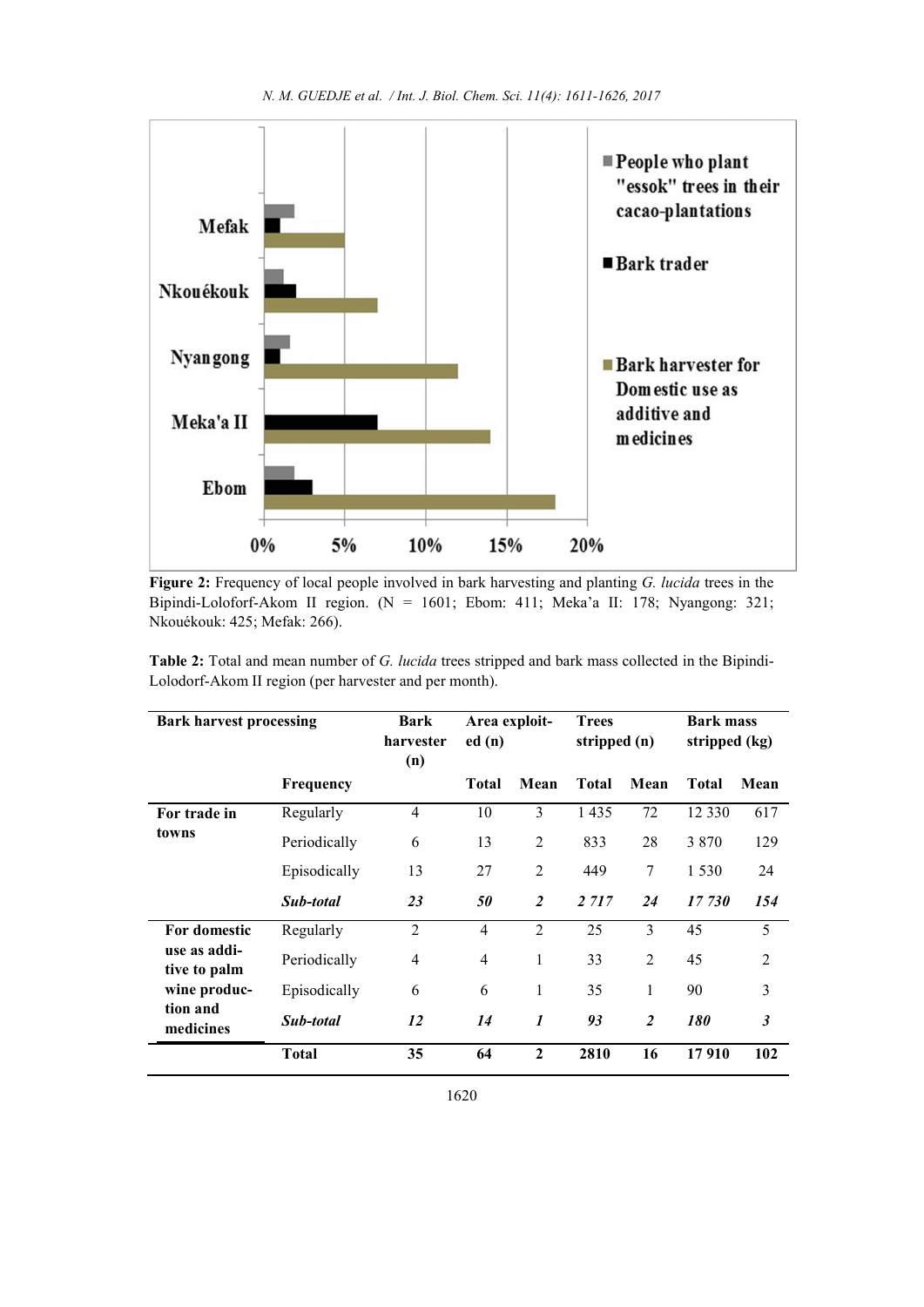Figure 2: Frequency of local people involved in bark harvesting and planting *G. lucida* trees in the Bipindi-Loloforf-Akom II region. (N = 1601; Ebom: 411; Meka'a II: 178; Nyangong: 321; Nkouékouk: 425; Mefak: 266).

**Table 2:** Total and mean number of *G. lucida* trees stripped and bark mass collected in the Bipindi-Lolodorf-Akom II region (per harvester and per month).

| Bark harvest processing | | Bark harvester (n) | Area exploited (n) | | Trees stripped (n) | | Bark mass stripped (kg) | |
|---|---|---|---|---|---|---|---|---|
| | Frequency | | Total | Mean | Total | Mean | Total | Mean |
| For trade in towns | Regularly | 4 | 10 | 3 | 1 435 | 72 | 12 330 | 617 |
| | Periodically | 6 | 13 | 2 | 833 | 28 | 3 870 | 129 |
| | Episodically | 13 | 27 | 2 | 449 | 7 | 1 530 | 24 |
| | ***Sub-total*** | ***23*** | ***50*** | ***2*** | ***2 717*** | ***24*** | ***17 730*** | ***154*** |
| For domestic use as additive to palm wine production and medicines | Regularly | 2 | 4 | 2 | 25 | 3 | 45 | 5 |
| | Periodically | 4 | 4 | 1 | 33 | 2 | 45 | 2 |
| | Episodically | 6 | 6 | 1 | 35 | 1 | 90 | 3 |
| | ***Sub-total*** | ***12*** | ***14*** | ***1*** | ***93*** | ***2*** | ***180*** | ***3*** |
| | **Total** | **35** | **64** | **2** | **2810** | **16** | **17 910** | **102** |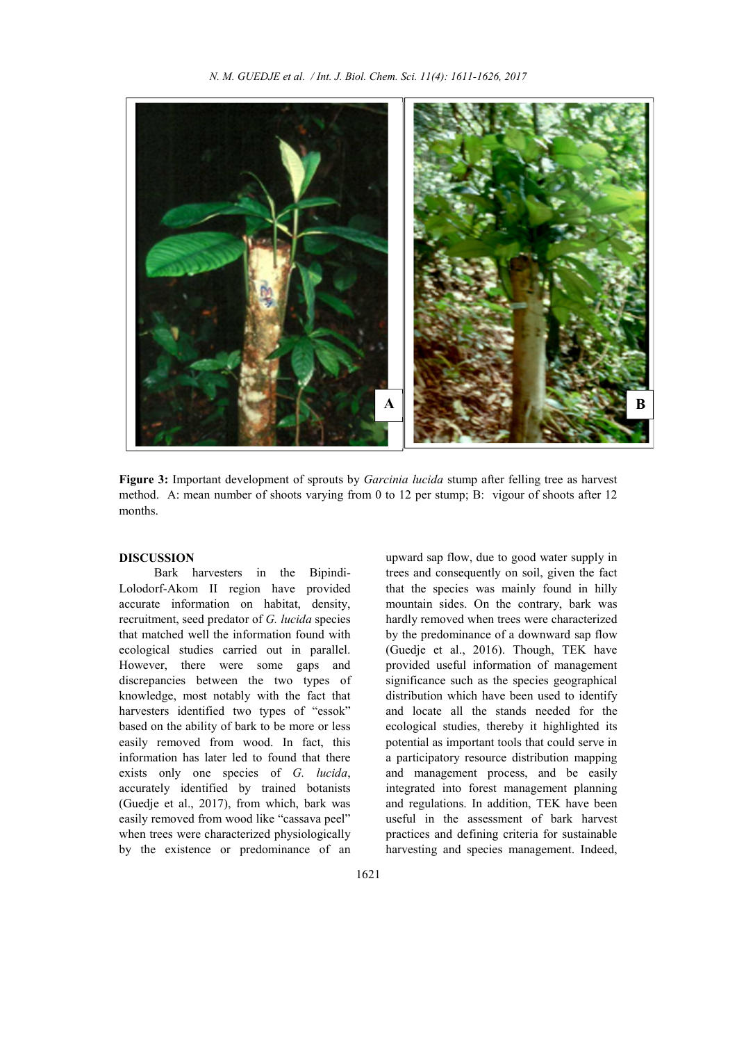**Figure 3:** Important development of sprouts by *Garcinia lucida* stump after felling tree as harvest method. A: mean number of shoots varying from 0 to 12 per stump; B: vigour of shoots after 12 months.

## DISCUSSION

Bark harvesters in the Bipindi-Lolodorf-Akom II region have provided accurate information on habitat, density, recruitment, seed predator of *G. lucida* species that matched well the information found with ecological studies carried out in parallel. However, there were some gaps and discrepancies between the two types of knowledge, most notably with the fact that harvesters identified two types of "essok" based on the ability of bark to be more or less easily removed from wood. In fact, this information has later led to found that there exists only one species of *G. lucida*, accurately identified by trained botanists (Guedje et al., 2017), from which, bark was easily removed from wood like "cassava peel" when trees were characterized physiologically by the existence or predominance of an upward sap flow, due to good water supply in trees and consequently on soil, given the fact that the species was mainly found in hilly mountain sides. On the contrary, bark was hardly removed when trees were characterized by the predominance of a downward sap flow (Guedje et al., 2016). Though, TEK have provided useful information of management significance such as the species geographical distribution which have been used to identify and locate all the stands needed for the ecological studies, thereby it highlighted its potential as important tools that could serve in a participatory resource distribution mapping and management process, and be easily integrated into forest management planning and regulations. In addition, TEK have been useful in the assessment of bark harvest practices and defining criteria for sustainable harvesting and species management. Indeed,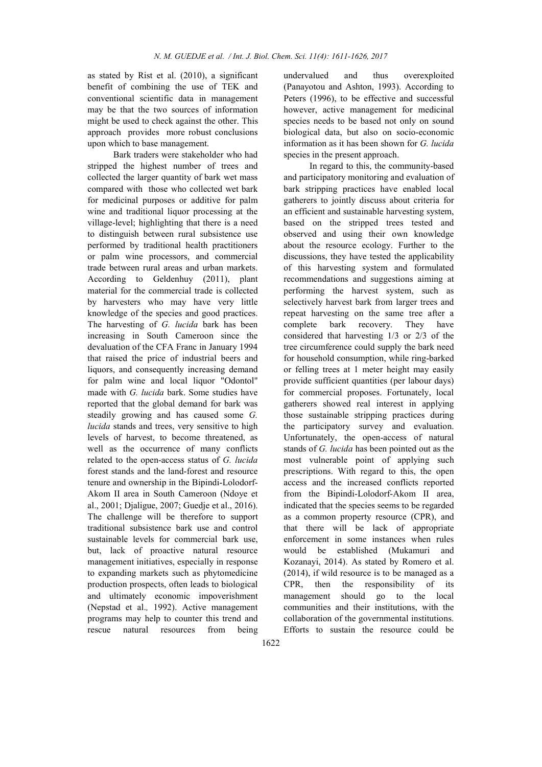as stated by Rist et al. (2010), a significant benefit of combining the use of TEK and conventional scientific data in management may be that the two sources of information might be used to check against the other. This approach provides more robust conclusions upon which to base management.

Bark traders were stakeholder who had stripped the highest number of trees and collected the larger quantity of bark wet mass compared with those who collected wet bark for medicinal purposes or additive for palm wine and traditional liquor processing at the village-level; highlighting that there is a need to distinguish between rural subsistence use performed by traditional health practitioners or palm wine processors, and commercial trade between rural areas and urban markets. According to Geldenhuy (2011), plant material for the commercial trade is collected by harvesters who may have very little knowledge of the species and good practices. The harvesting of *G. lucida* bark has been increasing in South Cameroon since the devaluation of the CFA Franc in January 1994 that raised the price of industrial beers and liquors, and consequently increasing demand for palm wine and local liquor "Odontol" made with *G. lucida* bark. Some studies have reported that the global demand for bark was steadily growing and has caused some *G. lucida* stands and trees, very sensitive to high levels of harvest, to become threatened, as well as the occurrence of many conflicts related to the open-access status of *G. lucida* forest stands and the land-forest and resource tenure and ownership in the Bipindi-Lolodorf-Akom II area in South Cameroon (Ndoye et al., 2001; Djaligue, 2007; Guedje et al., 2016). The challenge will be therefore to support traditional subsistence bark use and control sustainable levels for commercial bark use, but, lack of proactive natural resource management initiatives, especially in response to expanding markets such as phytomedicine production prospects, often leads to biological and ultimately economic impoverishment (Nepstad et al*.,* 1992). Active management programs may help to counter this trend and rescue natural resources from being undervalued and thus overexploited (Panayotou and Ashton, 1993). According to Peters (1996), to be effective and successful however, active management for medicinal species needs to be based not only on sound biological data, but also on socio-economic information as it has been shown for *G. lucida* species in the present approach.

In regard to this, the community-based and participatory monitoring and evaluation of bark stripping practices have enabled local gatherers to jointly discuss about criteria for an efficient and sustainable harvesting system, based on the stripped trees tested and observed and using their own knowledge about the resource ecology. Further to the discussions, they have tested the applicability of this harvesting system and formulated recommendations and suggestions aiming at performing the harvest system, such as selectively harvest bark from larger trees and repeat harvesting on the same tree after a complete bark recovery. They have considered that harvesting 1/3 or 2/3 of the tree circumference could supply the bark need for household consumption, while ring-barked or felling trees at 1 meter height may easily provide sufficient quantities (per labour days) for commercial proposes. Fortunately, local gatherers showed real interest in applying those sustainable stripping practices during the participatory survey and evaluation. Unfortunately, the open-access of natural stands of *G. lucida* has been pointed out as the most vulnerable point of applying such prescriptions. With regard to this, the open access and the increased conflicts reported from the Bipindi-Lolodorf-Akom II area, indicated that the species seems to be regarded as a common property resource (CPR), and that there will be lack of appropriate enforcement in some instances when rules would be established (Mukamuri and Kozanayi, 2014). As stated by Romero et al. (2014), if wild resource is to be managed as a CPR, then the responsibility of its management should go to the local communities and their institutions, with the collaboration of the governmental institutions. Efforts to sustain the resource could be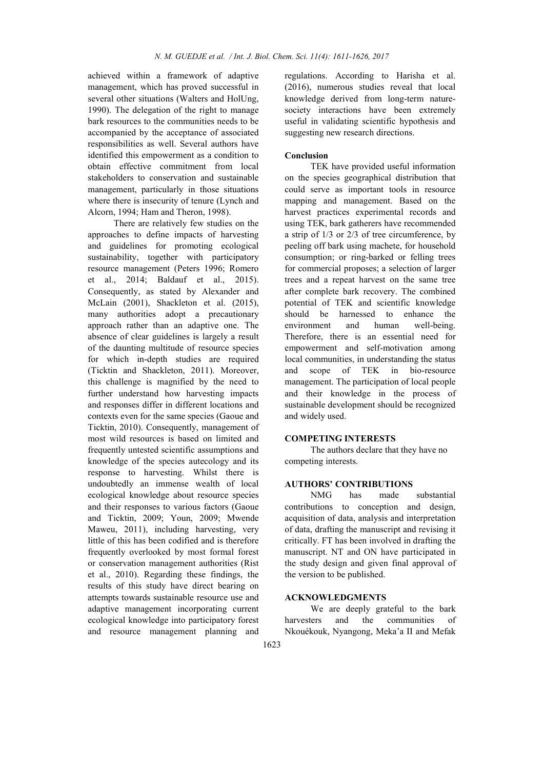achieved within a framework of adaptive management, which has proved successful in several other situations (Walters and HolUng, 1990). The delegation of the right to manage bark resources to the communities needs to be accompanied by the acceptance of associated responsibilities as well. Several authors have identified this empowerment as a condition to obtain effective commitment from local stakeholders to conservation and sustainable management, particularly in those situations where there is insecurity of tenure (Lynch and Alcorn, 1994; Ham and Theron, 1998).

There are relatively few studies on the approaches to define impacts of harvesting and guidelines for promoting ecological sustainability, together with participatory resource management (Peters 1996; Romero et al., 2014; Baldauf et al., 2015). Consequently, as stated by Alexander and McLain (2001), Shackleton et al. (2015), many authorities adopt a precautionary approach rather than an adaptive one. The absence of clear guidelines is largely a result of the daunting multitude of resource species for which in-depth studies are required (Ticktin and Shackleton, 2011). Moreover, this challenge is magnified by the need to further understand how harvesting impacts and responses differ in different locations and contexts even for the same species (Gaoue and Ticktin, 2010). Consequently, management of most wild resources is based on limited and frequently untested scientific assumptions and knowledge of the species autecology and its response to harvesting. Whilst there is undoubtedly an immense wealth of local ecological knowledge about resource species and their responses to various factors (Gaoue and Ticktin, 2009; Youn, 2009; Mwende Maweu, 2011), including harvesting, very little of this has been codified and is therefore frequently overlooked by most formal forest or conservation management authorities (Rist et al., 2010). Regarding these findings, the results of this study have direct bearing on attempts towards sustainable resource use and adaptive management incorporating current ecological knowledge into participatory forest and resource management planning and regulations. According to Harisha et al. (2016), numerous studies reveal that local knowledge derived from long-term nature-society interactions have been extremely useful in validating scientific hypothesis and suggesting new research directions.

### Conclusion

TEK have provided useful information on the species geographical distribution that could serve as important tools in resource mapping and management. Based on the harvest practices experimental records and using TEK, bark gatherers have recommended a strip of 1/3 or 2/3 of tree circumference, by peeling off bark using machete, for household consumption; or ring-barked or felling trees for commercial proposes; a selection of larger trees and a repeat harvest on the same tree after complete bark recovery. The combined potential of TEK and scientific knowledge should be harnessed to enhance the environment and human well-being. Therefore, there is an essential need for empowerment and self-motivation among local communities, in understanding the status and scope of TEK in bio-resource management. The participation of local people and their knowledge in the process of sustainable development should be recognized and widely used.

## COMPETING INTERESTS

The authors declare that they have no competing interests.

## AUTHORS' CONTRIBUTIONS

NMG has made substantial contributions to conception and design, acquisition of data, analysis and interpretation of data, drafting the manuscript and revising it critically. FT has been involved in drafting the manuscript. NT and ON have participated in the study design and given final approval of the version to be published.

## ACKNOWLEDGMENTS

We are deeply grateful to the bark harvesters and the communities of Nkouékouk, Nyangong, Meka'a II and Mefak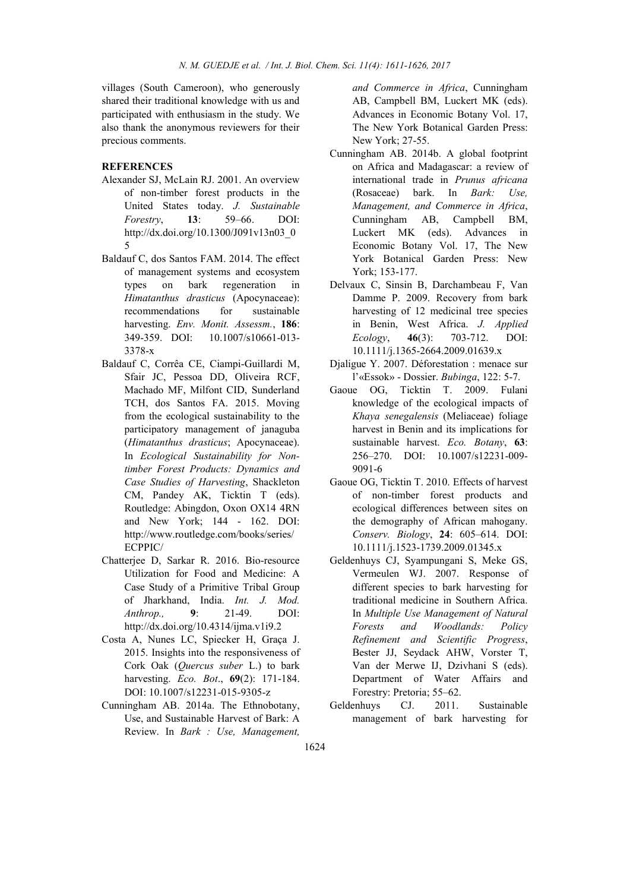villages (South Cameroon), who generously shared their traditional knowledge with us and participated with enthusiasm in the study. We also thank the anonymous reviewers for their precious comments.

## REFERENCES

Alexander SJ, McLain RJ. 2001. An overview of non-timber forest products in the United States today. *J. Sustainable Forestry*, **13**: 59–66. DOI: http://dx.doi.org/10.1300/J091v13n03_05

Baldauf C, dos Santos FAM. 2014. The effect of management systems and ecosystem types on bark regeneration in *Himatanthus drasticus* (Apocynaceae): recommendations for sustainable harvesting. *Env. Monit. Assessm.*, **186**: 349-359. DOI: 10.1007/s10661-013-3378-x

Baldauf C, Corrêa CE, Ciampi-Guillardi M, Sfair JC, Pessoa DD, Oliveira RCF, Machado MF, Milfont CID, Sunderland TCH, dos Santos FA. 2015. Moving from the ecological sustainability to the participatory management of janaguba (*Himatanthus drasticus*; Apocynaceae). In *Ecological Sustainability for Non-timber Forest Products: Dynamics and Case Studies of Harvesting*, Shackleton CM, Pandey AK, Ticktin T (eds). Routledge: Abingdon, Oxon OX14 4RN and New York; 144 - 162. DOI: http://www.routledge.com/books/series/ECPPIC/

Chatterjee D, Sarkar R. 2016. Bio-resource Utilization for Food and Medicine: A Case Study of a Primitive Tribal Group of Jharkhand, India. *Int. J. Mod. Anthrop.,* **9**: 21-49. DOI: http://dx.doi.org/10.4314/ijma.v1i9.2

Costa A, Nunes LC, Spiecker H, Graça J. 2015. Insights into the responsiveness of Cork Oak (*Quercus suber* L.) to bark harvesting. *Eco. Bot*., **69**(2): 171-184. DOI: 10.1007/s12231-015-9305-z

Cunningham AB. 2014a. The Ethnobotany, Use, and Sustainable Harvest of Bark: A Review. In *Bark : Use, Management, and Commerce in Africa*, Cunningham AB, Campbell BM, Luckert MK (eds). Advances in Economic Botany Vol. 17, The New York Botanical Garden Press: New York; 27-55.

Cunningham AB. 2014b. A global footprint on Africa and Madagascar: a review of international trade in *Prunus africana* (Rosaceae) bark. In *Bark: Use, Management, and Commerce in Africa*, Cunningham AB, Campbell BM, Luckert MK (eds). Advances in Economic Botany Vol. 17, The New York Botanical Garden Press: New York; 153-177.

Delvaux C, Sinsin B, Darchambeau F, Van Damme P. 2009. Recovery from bark harvesting of 12 medicinal tree species in Benin, West Africa. *J. Applied Ecology*, **46**(3): 703-712. DOI: 10.1111/j.1365-2664.2009.01639.x

Djaligue Y. 2007. Déforestation : menace sur l'«Essok» - Dossier. *Bubinga*, 122: 5-7.

Gaoue OG, Ticktin T. 2009. Fulani knowledge of the ecological impacts of *Khaya senegalensis* (Meliaceae) foliage harvest in Benin and its implications for sustainable harvest. *Eco. Botany*, **63**: 256–270. DOI: 10.1007/s12231-009-9091-6

Gaoue OG, Ticktin T. 2010. Effects of harvest of non-timber forest products and ecological differences between sites on the demography of African mahogany. *Conserv. Biology*, **24**: 605–614. DOI: 10.1111/j.1523-1739.2009.01345.x

Geldenhuys CJ, Syampungani S, Meke GS, Vermeulen WJ. 2007. Response of different species to bark harvesting for traditional medicine in Southern Africa. In *Multiple Use Management of Natural Forests and Woodlands: Policy Refinement and Scientific Progress*, Bester JJ, Seydack AHW, Vorster T, Van der Merwe IJ, Dzivhani S (eds). Department of Water Affairs and Forestry: Pretoria; 55–62.

Geldenhuys CJ. 2011. Sustainable management of bark harvesting for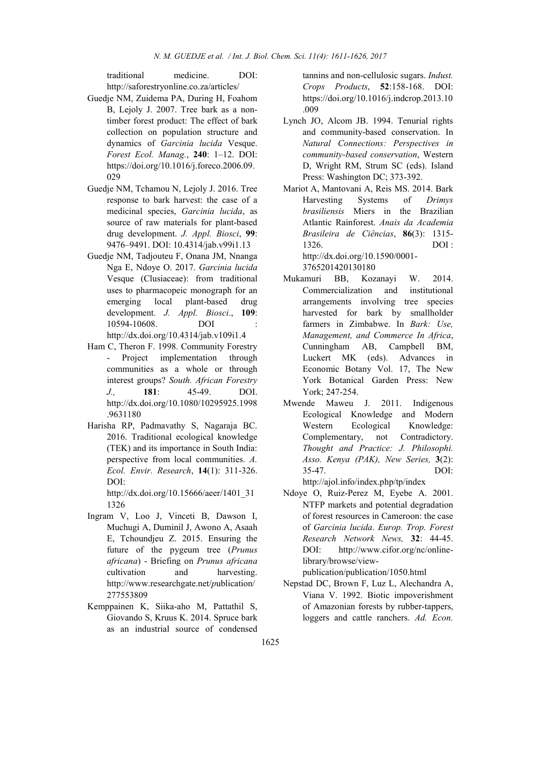traditional medicine. DOI: http://saforestryonline.co.za/articles/

Guedje NM, Zuidema PA, During H, Foahom B, Lejoly J. 2007. Tree bark as a non-timber forest product: The effect of bark collection on population structure and dynamics of *Garcinia lucida* Vesque. *Forest Ecol. Manag.*, **240**: 1–12. DOI: https://doi.org/10.1016/j.foreco.2006.09.029

Guedje NM, Tchamou N, Lejoly J. 2016. Tree response to bark harvest: the case of a medicinal species, *Garcinia lucida*, as source of raw materials for plant-based drug development. *J. Appl. Biosci*, **99**: 9476–9491. DOI: 10.4314/jab.v99i1.13

Guedje NM, Tadjouteu F, Onana JM, Nnanga Nga E, Ndoye O. 2017. *Garcinia lucida* Vesque (Clusiaceae): from traditional uses to pharmacopeic monograph for an emerging local plant-based drug development. *J. Appl. Biosci*., **109**: 10594-10608. DOI : http://dx.doi.org/10.4314/jab.v109i1.4

Ham C, Theron F. 1998. Community Forestry - Project implementation through communities as a whole or through interest groups? *South. African Forestry J.,* **181**: 45-49. DOI. http://dx.doi.org/10.1080/10295925.1998.9631180

Harisha RP, Padmavathy S, Nagaraja BC. 2016. Traditional ecological knowledge (TEK) and its importance in South India: perspective from local communities. *A. Ecol. Envir. Research*, **14**(1): 311-326. DOI: http://dx.doi.org/10.15666/aeer/1401_311326

Ingram V, Loo J, Vinceti B, Dawson I, Muchugi A, Duminil J, Awono A, Asaah E, Tchoundjeu Z. 2015. Ensuring the future of the pygeum tree (*Prunus africana*) - Briefing on *Prunus africana* cultivation and harvesting. http://www.researchgate.net/publication/277553809

Kemppainen K, Siika-aho M, Pattathil S, Giovando S, Kruus K. 2014. Spruce bark as an industrial source of condensed tannins and non-cellulosic sugars. *Indust. Crops Products*, **52**:158-168. DOI: https://doi.org/10.1016/j.indcrop.2013.10.009

Lynch JO, Alcom JB. 1994. Tenurial rights and community-based conservation. In *Natural Connections: Perspectives in community-based conservation*, Western D, Wright RM, Strum SC (eds). Island Press: Washington DC; 373-392.

Mariot A, Mantovani A, Reis MS. 2014. Bark Harvesting Systems of *Drimys brasiliensis* Miers in the Brazilian Atlantic Rainforest. *Anais da Academia Brasileira de Ciências*, **86**(3): 1315-1326. DOI : http://dx.doi.org/10.1590/0001-3765201420130180

Mukamuri BB, Kozanayi W. 2014. Commercialization and institutional arrangements involving tree species harvested for bark by smallholder farmers in Zimbabwe. In *Bark: Use, Management, and Commerce In Africa*, Cunningham AB, Campbell BM, Luckert MK (eds). Advances in Economic Botany Vol. 17, The New York Botanical Garden Press: New York; 247-254.

Mwende Maweu J. 2011. Indigenous Ecological Knowledge and Modern Western Ecological Knowledge: Complementary, not Contradictory. *Thought and Practice: J. Philosophi. Asso. Kenya (PAK), New Series,* **3**(2): 35-47. DOI: http://ajol.info/index.php/tp/index

Ndoye O, Ruiz-Perez M, Eyebe A. 2001. NTFP markets and potential degradation of forest resources in Cameroon: the case of *Garcinia lucida*. *Europ. Trop. Forest Research Network News,* **32**: 44-45. DOI: http://www.cifor.org/nc/online-library/browse/view-publication/publication/1050.html

Nepstad DC, Brown F, Luz L, Alechandra A, Viana V. 1992. Biotic impoverishment of Amazonian forests by rubber-tappers, loggers and cattle ranchers. *Ad. Econ.*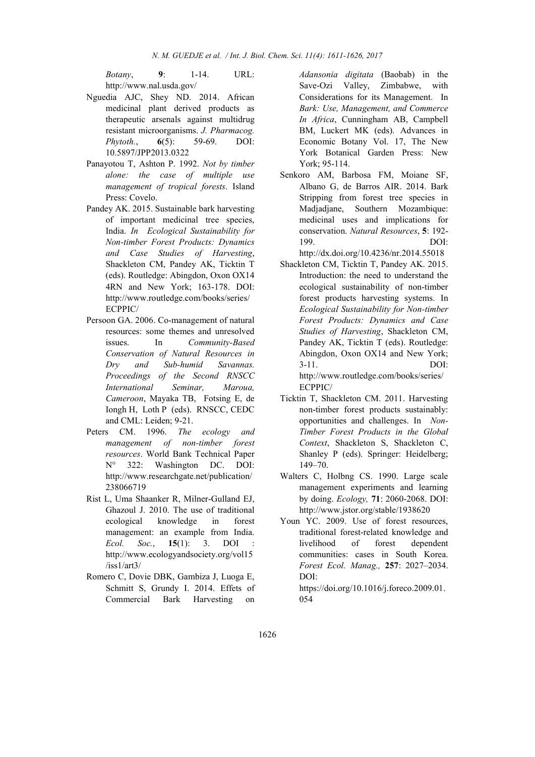*Botany*, **9**: 1-14. URL: http://www.nal.usda.gov/

Nguedia AJC, Shey ND. 2014. African medicinal plant derived products as therapeutic arsenals against multidrug resistant microorganisms. *J. Pharmacog. Phytoth.*, **6**(5): 59-69. DOI: 10.5897/JPP2013.0322

Panayotou T, Ashton P. 1992. *Not by timber alone: the case of multiple use management of tropical forests*. Island Press: Covelo.

Pandey AK. 2015. Sustainable bark harvesting of important medicinal tree species, India. *In Ecological Sustainability for Non-timber Forest Products: Dynamics and Case Studies of Harvesting*, Shackleton CM, Pandey AK, Ticktin T (eds). Routledge: Abingdon, Oxon OX14 4RN and New York; 163-178. DOI: http://www.routledge.com/books/series/ECPPIC/

Persoon GA. 2006. Co-management of natural resources: some themes and unresolved issues. In *Community-Based Conservation of Natural Resources in Dry and Sub-humid Savannas. Proceedings of the Second RNSCC International Seminar, Maroua, Cameroon*, Mayaka TB, Fotsing E, de Iongh H, Loth P (eds). RNSCC, CEDC and CML: Leiden; 9-21.

Peters CM. 1996. *The ecology and management of non-timber forest resources*. World Bank Technical Paper N° 322: Washington DC. DOI: http://www.researchgate.net/publication/238066719

Rist L, Uma Shaanker R, Milner-Gulland EJ, Ghazoul J. 2010. The use of traditional ecological knowledge in forest management: an example from India. *Ecol. Soc.*, **15**(1): 3. DOI : http://www.ecologyandsociety.org/vol15/iss1/art3/

Romero C, Dovie DBK, Gambiza J, Luoga E, Schmitt S, Grundy I. 2014. Effets of Commercial Bark Harvesting on *Adansonia digitata* (Baobab) in the Save-Ozi Valley, Zimbabwe, with Considerations for its Management. In *Bark: Use, Management, and Commerce In Africa*, Cunningham AB, Campbell BM, Luckert MK (eds). Advances in Economic Botany Vol. 17, The New York Botanical Garden Press: New York; 95-114.

Senkoro AM, Barbosa FM, Moiane SF, Albano G, de Barros AIR. 2014. Bark Stripping from forest tree species in Madjadjane, Southern Mozambique: medicinal uses and implications for conservation. *Natural Resources*, **5**: 192-199. DOI: http://dx.doi.org/10.4236/nr.2014.55018

Shackleton CM, Ticktin T, Pandey AK. 2015. Introduction: the need to understand the ecological sustainability of non-timber forest products harvesting systems. In *Ecological Sustainability for Non-timber Forest Products: Dynamics and Case Studies of Harvesting*, Shackleton CM, Pandey AK, Ticktin T (eds). Routledge: Abingdon, Oxon OX14 and New York; 3-11. DOI: http://www.routledge.com/books/series/ECPPIC/

Ticktin T, Shackleton CM. 2011. Harvesting non-timber forest products sustainably: opportunities and challenges. In *Non-Timber Forest Products in the Global Context*, Shackleton S, Shackleton C, Shanley P (eds). Springer: Heidelberg; 149–70.

Walters C, Holbng CS. 1990. Large scale management experiments and learning by doing. *Ecology,* **71**: 2060-2068. DOI: http://www.jstor.org/stable/1938620

Youn YC. 2009. Use of forest resources, traditional forest-related knowledge and livelihood of forest dependent communities: cases in South Korea. *Forest Ecol. Manag.,* **257**: 2027–2034. DOI: https://doi.org/10.1016/j.foreco.2009.01.054